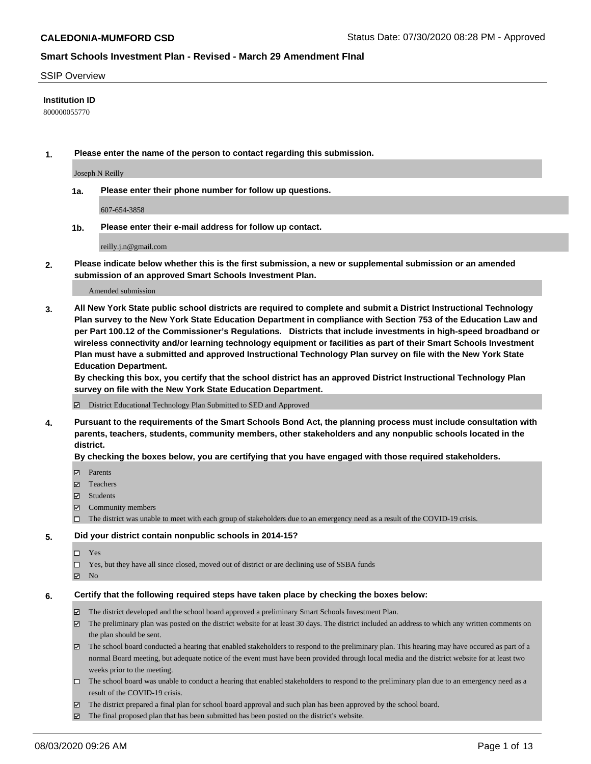# CALEDONIA-MUMFORD CSD

Status Date: 07/30/2020 08:28 PM - Approved

## Smart Schools Investment Plan - Revised - March 29 Amendment FInal

SSIP Overview

**Institution ID**

800000055770

**1. Please enter the name of the person to contact regarding this submission.**

Joseph N Reilly

**1a. Please enter their phone number for follow up questions.**

607-654-3858

**1b. Please enter their e-mail address for follow up contact.**

reilly.j.n@gmail.com

**2. Please indicate below whether this is the first submission, a new or supplemental submission or an amended submission of an approved Smart Schools Investment Plan.**

Amended submission

**3. All New York State public school districts are required to complete and submit a District Instructional Technology Plan survey to the New York State Education Department in compliance with Section 753 of the Education Law and per Part 100.12 of the Commissioner's Regulations. Districts that include investments in high-speed broadband or wireless connectivity and/or learning technology equipment or facilities as part of their Smart Schools Investment Plan must have a submitted and approved Instructional Technology Plan survey on file with the New York State Education Department.**
**By checking this box, you certify that the school district has an approved District Instructional Technology Plan survey on file with the New York State Education Department.**

- [x] District Educational Technology Plan Submitted to SED and Approved

**4. Pursuant to the requirements of the Smart Schools Bond Act, the planning process must include consultation with parents, teachers, students, community members, other stakeholders and any nonpublic schools located in the district.**
**By checking the boxes below, you are certifying that you have engaged with those required stakeholders.**

- [x] Parents
- [x] Teachers
- [x] Students
- [x] Community members
- [ ] The district was unable to meet with each group of stakeholders due to an emergency need as a result of the COVID-19 crisis.

**5. Did your district contain nonpublic schools in 2014-15?**

- [ ] Yes
- [ ] Yes, but they have all since closed, moved out of district or are declining use of SSBA funds
- [x] No

**6. Certify that the following required steps have taken place by checking the boxes below:**

- [x] The district developed and the school board approved a preliminary Smart Schools Investment Plan.
- [x] The preliminary plan was posted on the district website for at least 30 days. The district included an address to which any written comments on the plan should be sent.
- [x] The school board conducted a hearing that enabled stakeholders to respond to the preliminary plan. This hearing may have occured as part of a normal Board meeting, but adequate notice of the event must have been provided through local media and the district website for at least two weeks prior to the meeting.
- [ ] The school board was unable to conduct a hearing that enabled stakeholders to respond to the preliminary plan due to an emergency need as a result of the COVID-19 crisis.
- [x] The district prepared a final plan for school board approval and such plan has been approved by the school board.
- [x] The final proposed plan that has been submitted has been posted on the district's website.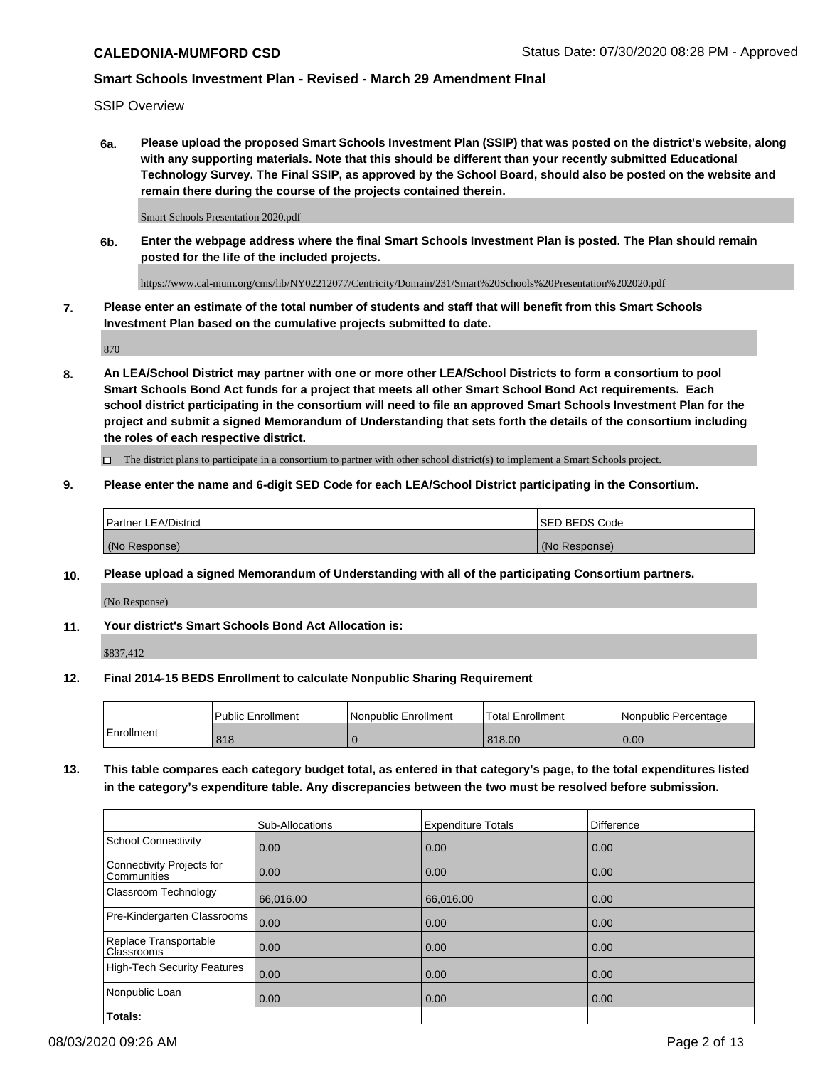SSIP Overview

**6a. Please upload the proposed Smart Schools Investment Plan (SSIP) that was posted on the district's website, along with any supporting materials. Note that this should be different than your recently submitted Educational Technology Survey. The Final SSIP, as approved by the School Board, should also be posted on the website and remain there during the course of the projects contained therein.**

Smart Schools Presentation 2020.pdf

**6b. Enter the webpage address where the final Smart Schools Investment Plan is posted. The Plan should remain posted for the life of the included projects.**

https://www.cal-mum.org/cms/lib/NY02212077/Centricity/Domain/231/Smart%20Schools%20Presentation%202020.pdf

**7. Please enter an estimate of the total number of students and staff that will benefit from this Smart Schools Investment Plan based on the cumulative projects submitted to date.**

870

**8. An LEA/School District may partner with one or more other LEA/School Districts to form a consortium to pool Smart Schools Bond Act funds for a project that meets all other Smart School Bond Act requirements. Each school district participating in the consortium will need to file an approved Smart Schools Investment Plan for the project and submit a signed Memorandum of Understanding that sets forth the details of the consortium including the roles of each respective district.**

☐ The district plans to participate in a consortium to partner with other school district(s) to implement a Smart Schools project.

**9. Please enter the name and 6-digit SED Code for each LEA/School District participating in the Consortium.**

| Partner LEA/District | SED BEDS Code |
|---|---|
| (No Response) | (No Response) |

**10. Please upload a signed Memorandum of Understanding with all of the participating Consortium partners.**

(No Response)

**11. Your district's Smart Schools Bond Act Allocation is:**

$837,412

**12. Final 2014-15 BEDS Enrollment to calculate Nonpublic Sharing Requirement**

| | Public Enrollment | Nonpublic Enrollment | Total Enrollment | Nonpublic Percentage |
|---|---|---|---|---|
| Enrollment | 818 | 0 | 818.00 | 0.00 |

**13. This table compares each category budget total, as entered in that category's page, to the total expenditures listed in the category's expenditure table. Any discrepancies between the two must be resolved before submission.**

| | Sub-Allocations | Expenditure Totals | Difference |
|---|---|---|---|
| School Connectivity | 0.00 | 0.00 | 0.00 |
| Connectivity Projects for Communities | 0.00 | 0.00 | 0.00 |
| Classroom Technology | 66,016.00 | 66,016.00 | 0.00 |
| Pre-Kindergarten Classrooms | 0.00 | 0.00 | 0.00 |
| Replace Transportable Classrooms | 0.00 | 0.00 | 0.00 |
| High-Tech Security Features | 0.00 | 0.00 | 0.00 |
| Nonpublic Loan | 0.00 | 0.00 | 0.00 |
| **Totals:** | | | |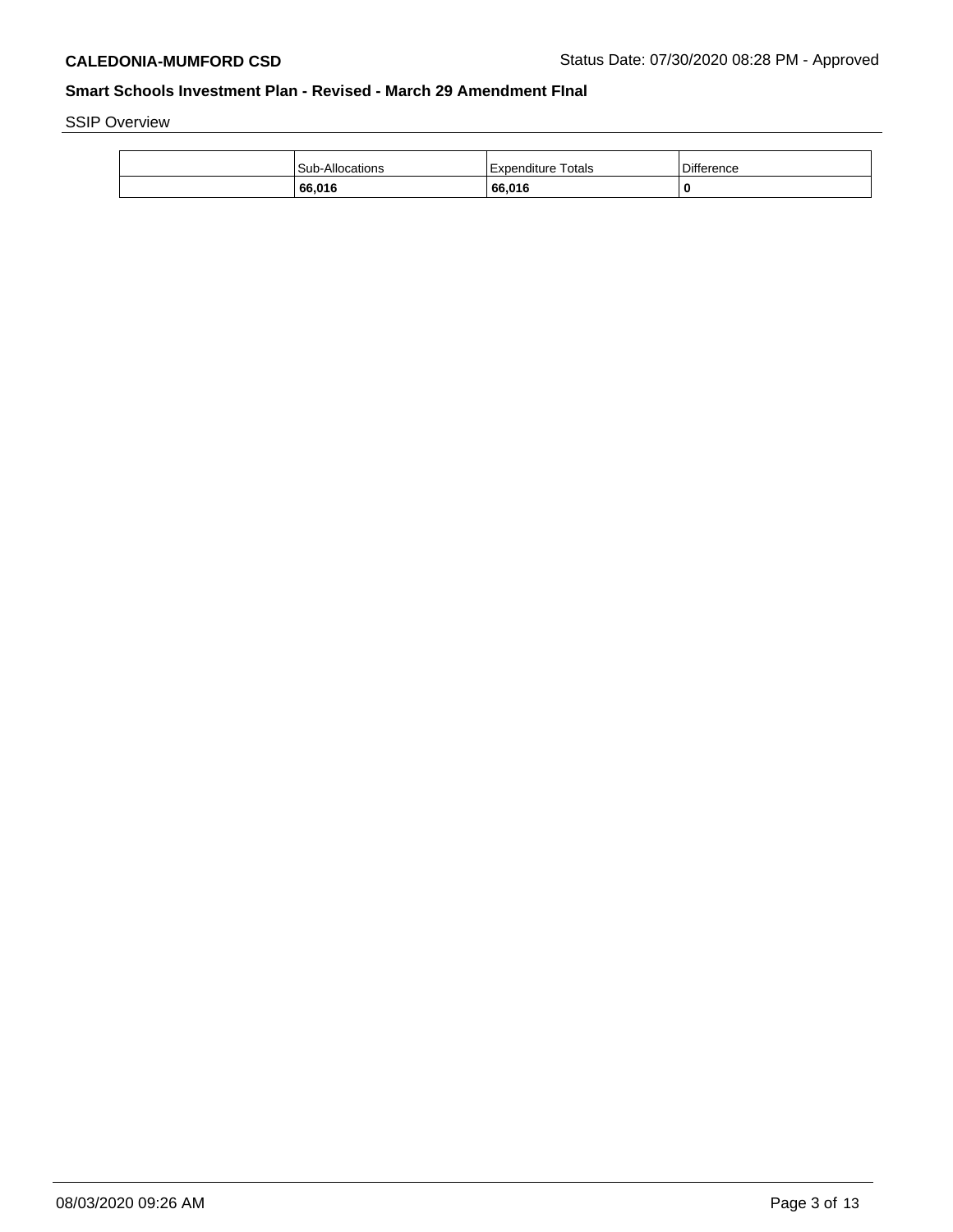SSIP Overview

| | Sub-Allocations | Expenditure Totals | Difference |
|---|---|---|---|
| | **66,016** | **66,016** | **0** |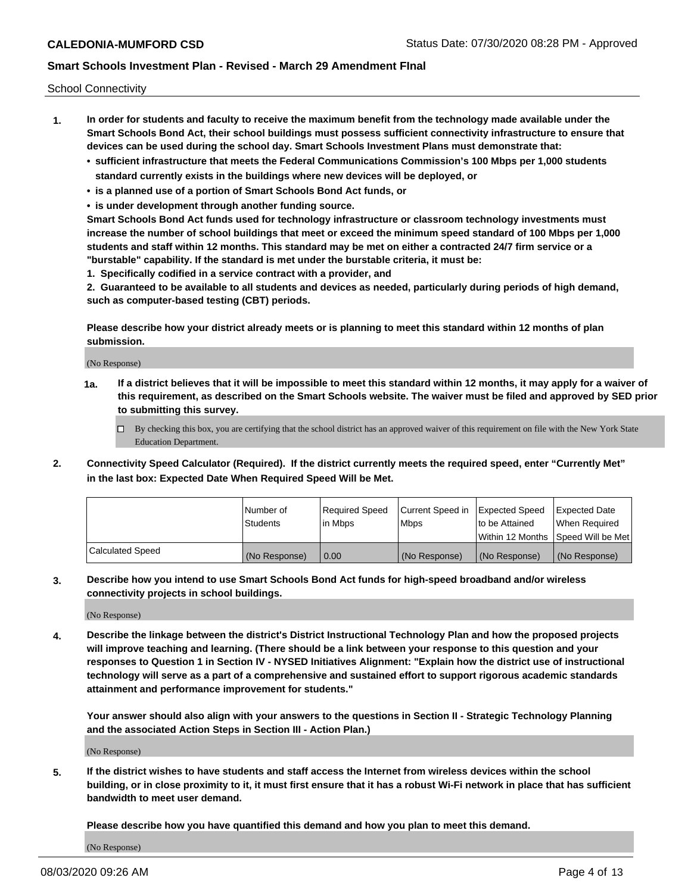School Connectivity

1. **In order for students and faculty to receive the maximum benefit from the technology made available under the Smart Schools Bond Act, their school buildings must possess sufficient connectivity infrastructure to ensure that devices can be used during the school day. Smart Schools Investment Plans must demonstrate that:**
   - **sufficient infrastructure that meets the Federal Communications Commission's 100 Mbps per 1,000 students standard currently exists in the buildings where new devices will be deployed, or**
   - **is a planned use of a portion of Smart Schools Bond Act funds, or**
   - **is under development through another funding source.**

   **Smart Schools Bond Act funds used for technology infrastructure or classroom technology investments must increase the number of school buildings that meet or exceed the minimum speed standard of 100 Mbps per 1,000 students and staff within 12 months. This standard may be met on either a contracted 24/7 firm service or a "burstable" capability. If the standard is met under the burstable criteria, it must be:**

   **1. Specifically codified in a service contract with a provider, and**

   **2. Guaranteed to be available to all students and devices as needed, particularly during periods of high demand, such as computer-based testing (CBT) periods.**

   **Please describe how your district already meets or is planning to meet this standard within 12 months of plan submission.**

   (No Response)

   **1a. If a district believes that it will be impossible to meet this standard within 12 months, it may apply for a waiver of this requirement, as described on the Smart Schools website. The waiver must be filed and approved by SED prior to submitting this survey.**

   ☐ By checking this box, you are certifying that the school district has an approved waiver of this requirement on file with the New York State Education Department.

2. **Connectivity Speed Calculator (Required). If the district currently meets the required speed, enter "Currently Met" in the last box: Expected Date When Required Speed Will be Met.**

| | Number of Students | Required Speed in Mbps | Current Speed in Mbps | Expected Speed to be Attained Within 12 Months | Expected Date When Required Speed Will be Met |
|---|---|---|---|---|---|
| Calculated Speed | (No Response) | 0.00 | (No Response) | (No Response) | (No Response) |

3. **Describe how you intend to use Smart Schools Bond Act funds for high-speed broadband and/or wireless connectivity projects in school buildings.**

   (No Response)

4. **Describe the linkage between the district's District Instructional Technology Plan and how the proposed projects will improve teaching and learning. (There should be a link between your response to this question and your responses to Question 1 in Section IV - NYSED Initiatives Alignment: "Explain how the district use of instructional technology will serve as a part of a comprehensive and sustained effort to support rigorous academic standards attainment and performance improvement for students."**

   **Your answer should also align with your answers to the questions in Section II - Strategic Technology Planning and the associated Action Steps in Section III - Action Plan.)**

   (No Response)

5. **If the district wishes to have students and staff access the Internet from wireless devices within the school building, or in close proximity to it, it must first ensure that it has a robust Wi-Fi network in place that has sufficient bandwidth to meet user demand.**

   **Please describe how you have quantified this demand and how you plan to meet this demand.**

   (No Response)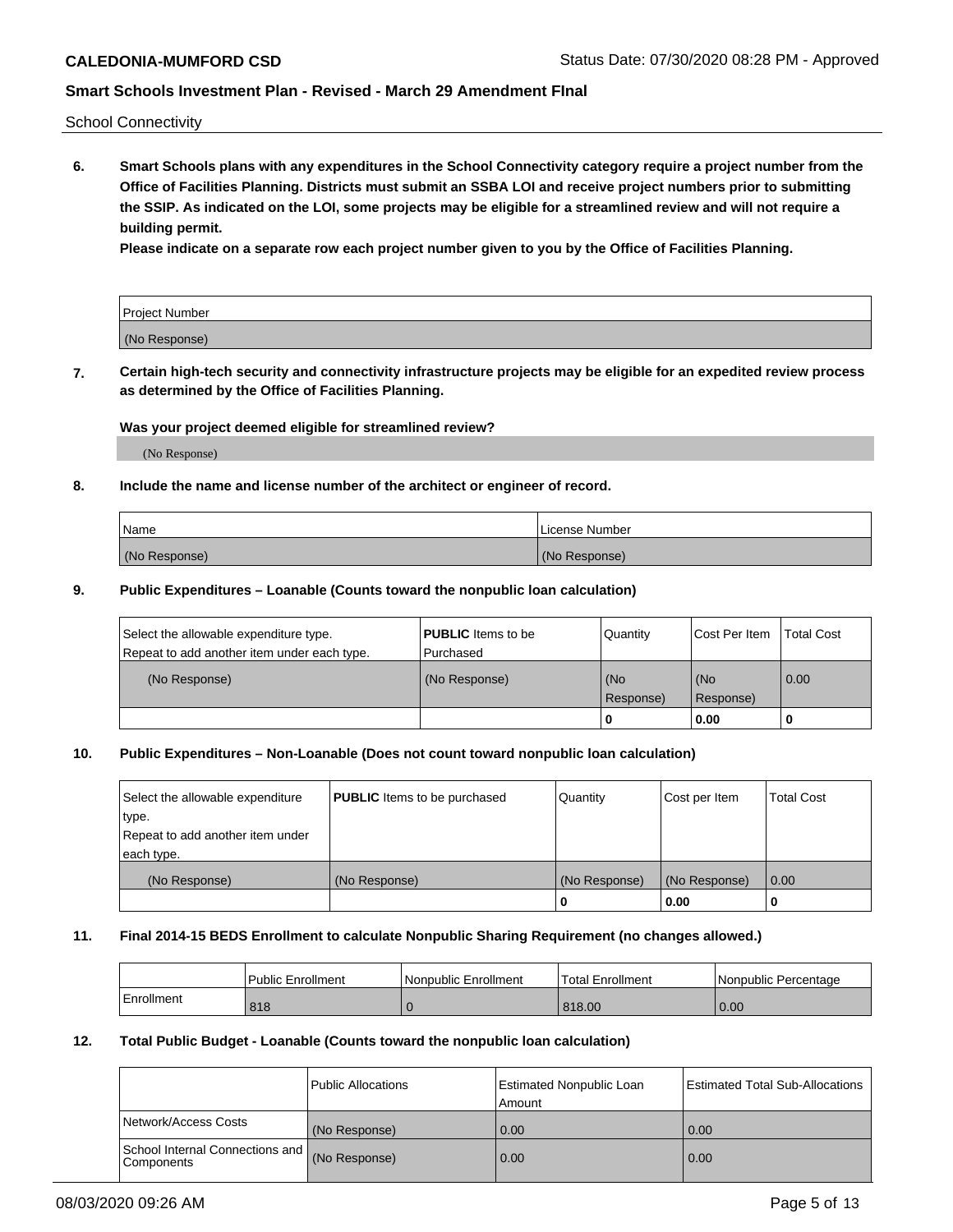School Connectivity

**6. Smart Schools plans with any expenditures in the School Connectivity category require a project number from the Office of Facilities Planning. Districts must submit an SSBA LOI and receive project numbers prior to submitting the SSIP. As indicated on the LOI, some projects may be eligible for a streamlined review and will not require a building permit.**

**Please indicate on a separate row each project number given to you by the Office of Facilities Planning.**

| Project Number |
| --- |
| (No Response) |

**7. Certain high-tech security and connectivity infrastructure projects may be eligible for an expedited review process as determined by the Office of Facilities Planning.**

**Was your project deemed eligible for streamlined review?**

(No Response)

**8. Include the name and license number of the architect or engineer of record.**

| Name | License Number |
| --- | --- |
| (No Response) | (No Response) |

**9. Public Expenditures – Loanable (Counts toward the nonpublic loan calculation)**

| Select the allowable expenditure type. Repeat to add another item under each type. | **PUBLIC** Items to be Purchased | Quantity | Cost Per Item | Total Cost |
| --- | --- | --- | --- | --- |
| (No Response) | (No Response) | (No Response) | (No Response) | 0.00 |
| | | 0 | 0.00 | 0 |

**10. Public Expenditures – Non-Loanable (Does not count toward nonpublic loan calculation)**

| Select the allowable expenditure type. Repeat to add another item under each type. | **PUBLIC** Items to be purchased | Quantity | Cost per Item | Total Cost |
| --- | --- | --- | --- | --- |
| (No Response) | (No Response) | (No Response) | (No Response) | 0.00 |
| | | 0 | 0.00 | 0 |

**11. Final 2014-15 BEDS Enrollment to calculate Nonpublic Sharing Requirement (no changes allowed.)**

| | Public Enrollment | Nonpublic Enrollment | Total Enrollment | Nonpublic Percentage |
| --- | --- | --- | --- | --- |
| Enrollment | 818 | 0 | 818.00 | 0.00 |

**12. Total Public Budget - Loanable (Counts toward the nonpublic loan calculation)**

| | Public Allocations | Estimated Nonpublic Loan Amount | Estimated Total Sub-Allocations |
| --- | --- | --- | --- |
| Network/Access Costs | (No Response) | 0.00 | 0.00 |
| School Internal Connections and Components | (No Response) | 0.00 | 0.00 |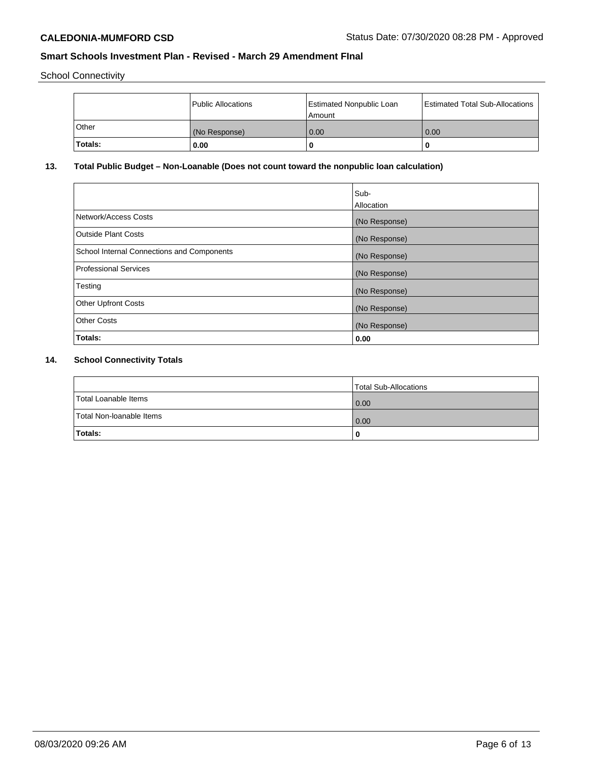School Connectivity

| | Public Allocations | Estimated Nonpublic Loan Amount | Estimated Total Sub-Allocations |
|---|---|---|---|
| Other | (No Response) | 0.00 | 0.00 |
| **Totals:** | **0.00** | **0** | **0** |

## 13. Total Public Budget – Non-Loanable (Does not count toward the nonpublic loan calculation)

| | Sub-Allocation |
|---|---|
| Network/Access Costs | (No Response) |
| Outside Plant Costs | (No Response) |
| School Internal Connections and Components | (No Response) |
| Professional Services | (No Response) |
| Testing | (No Response) |
| Other Upfront Costs | (No Response) |
| Other Costs | (No Response) |
| **Totals:** | **0.00** |

## 14. School Connectivity Totals

| | Total Sub-Allocations |
|---|---|
| Total Loanable Items | 0.00 |
| Total Non-loanable Items | 0.00 |
| **Totals:** | **0** |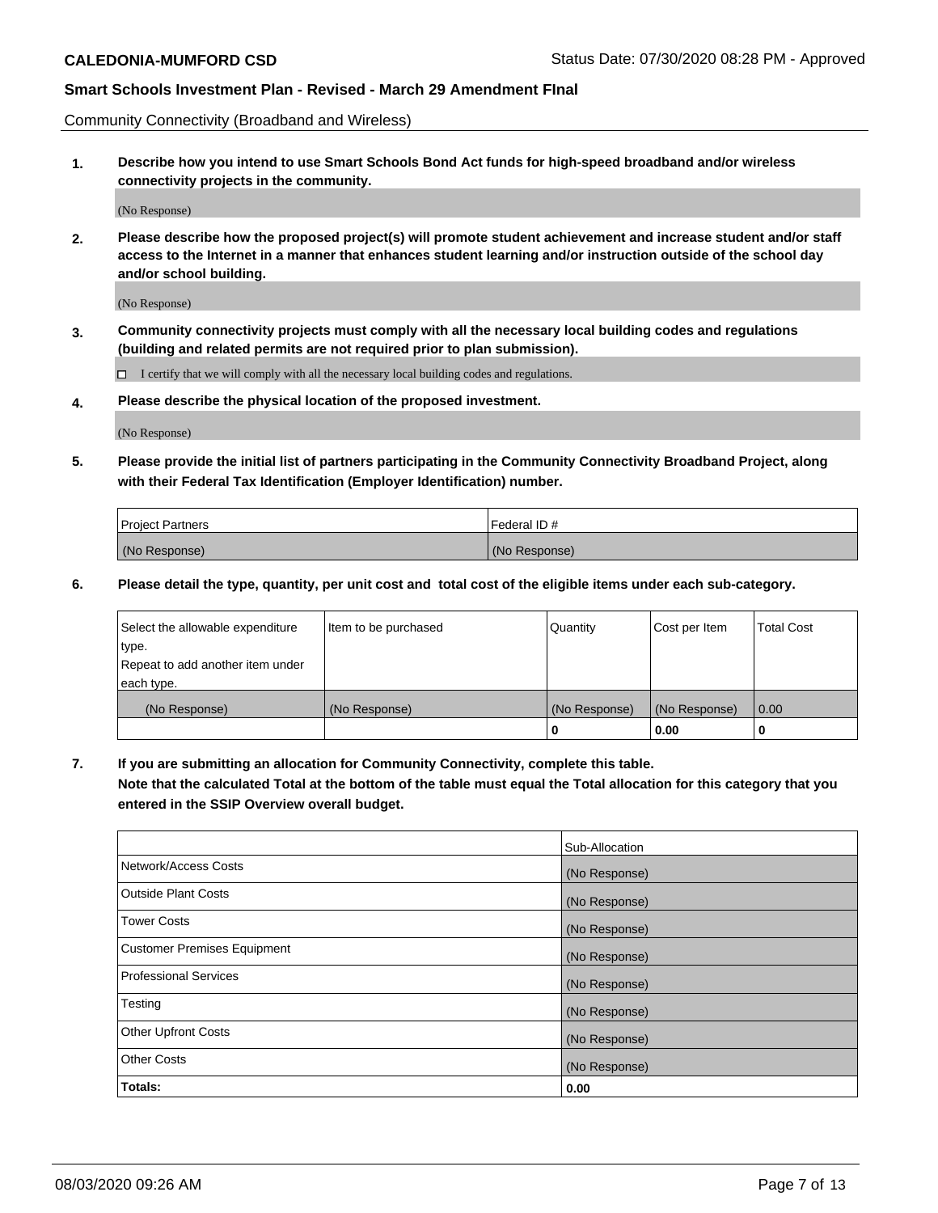Community Connectivity (Broadband and Wireless)

**1. Describe how you intend to use Smart Schools Bond Act funds for high-speed broadband and/or wireless connectivity projects in the community.**

(No Response)

**2. Please describe how the proposed project(s) will promote student achievement and increase student and/or staff access to the Internet in a manner that enhances student learning and/or instruction outside of the school day and/or school building.**

(No Response)

**3. Community connectivity projects must comply with all the necessary local building codes and regulations (building and related permits are not required prior to plan submission).**

☐ I certify that we will comply with all the necessary local building codes and regulations.

**4. Please describe the physical location of the proposed investment.**

(No Response)

**5. Please provide the initial list of partners participating in the Community Connectivity Broadband Project, along with their Federal Tax Identification (Employer Identification) number.**

| Project Partners | Federal ID # |
|---|---|
| (No Response) | (No Response) |

**6. Please detail the type, quantity, per unit cost and total cost of the eligible items under each sub-category.**

| Select the allowable expenditure type. Repeat to add another item under each type. | Item to be purchased | Quantity | Cost per Item | Total Cost |
|---|---|---|---|---|
| (No Response) | (No Response) | (No Response) | (No Response) | 0.00 |
| | | **0** | **0.00** | **0** |

**7. If you are submitting an allocation for Community Connectivity, complete this table. Note that the calculated Total at the bottom of the table must equal the Total allocation for this category that you entered in the SSIP Overview overall budget.**

| | Sub-Allocation |
|---|---|
| Network/Access Costs | (No Response) |
| Outside Plant Costs | (No Response) |
| Tower Costs | (No Response) |
| Customer Premises Equipment | (No Response) |
| Professional Services | (No Response) |
| Testing | (No Response) |
| Other Upfront Costs | (No Response) |
| Other Costs | (No Response) |
| **Totals:** | **0.00** |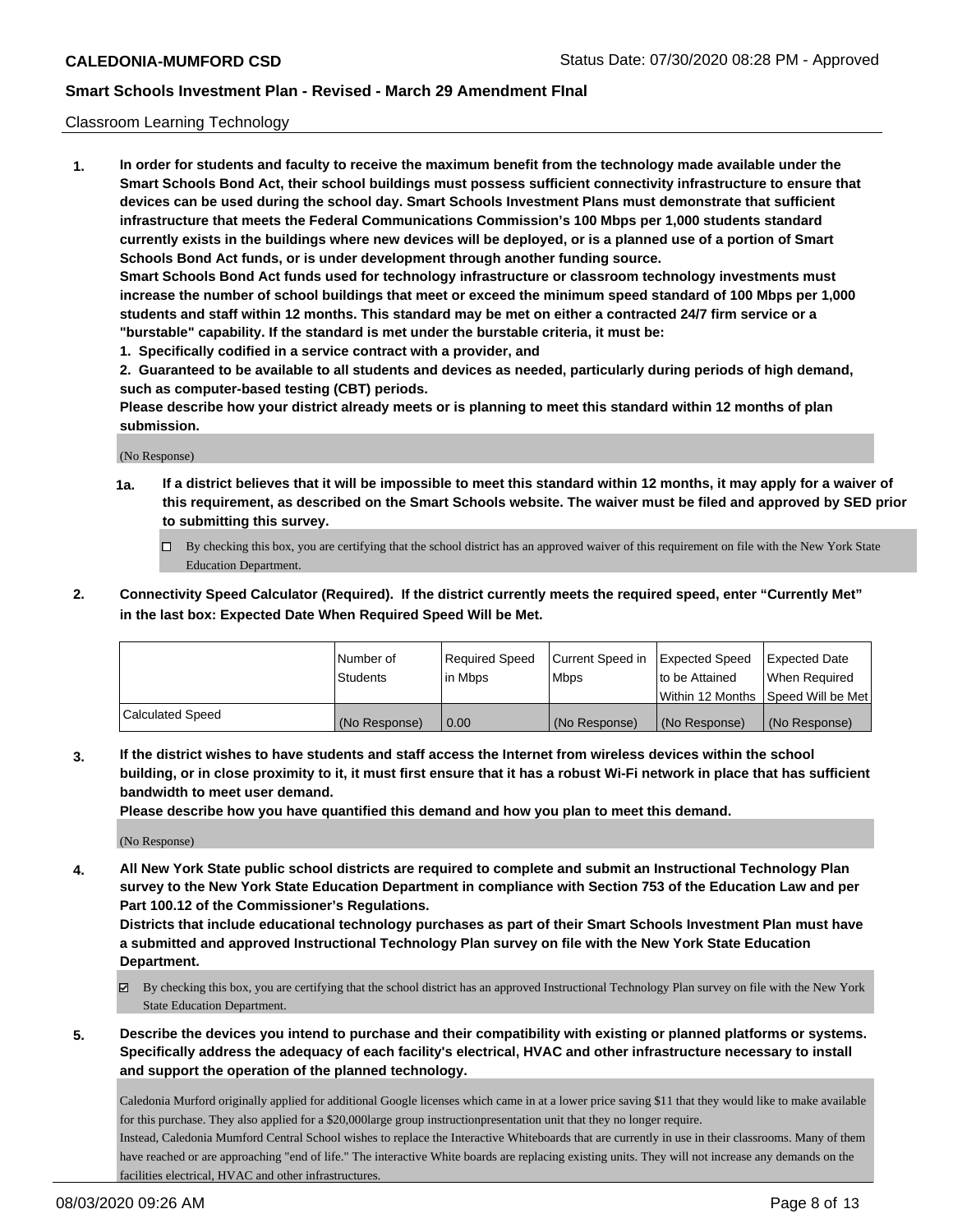## Classroom Learning Technology

**1. In order for students and faculty to receive the maximum benefit from the technology made available under the Smart Schools Bond Act, their school buildings must possess sufficient connectivity infrastructure to ensure that devices can be used during the school day. Smart Schools Investment Plans must demonstrate that sufficient infrastructure that meets the Federal Communications Commission's 100 Mbps per 1,000 students standard currently exists in the buildings where new devices will be deployed, or is a planned use of a portion of Smart Schools Bond Act funds, or is under development through another funding source.**

**Smart Schools Bond Act funds used for technology infrastructure or classroom technology investments must increase the number of school buildings that meet or exceed the minimum speed standard of 100 Mbps per 1,000 students and staff within 12 months. This standard may be met on either a contracted 24/7 firm service or a "burstable" capability. If the standard is met under the burstable criteria, it must be:**

**1. Specifically codified in a service contract with a provider, and**

**2. Guaranteed to be available to all students and devices as needed, particularly during periods of high demand, such as computer-based testing (CBT) periods.**

**Please describe how your district already meets or is planning to meet this standard within 12 months of plan submission.**

(No Response)

**1a. If a district believes that it will be impossible to meet this standard within 12 months, it may apply for a waiver of this requirement, as described on the Smart Schools website. The waiver must be filed and approved by SED prior to submitting this survey.**

☐ By checking this box, you are certifying that the school district has an approved waiver of this requirement on file with the New York State Education Department.

**2. Connectivity Speed Calculator (Required). If the district currently meets the required speed, enter "Currently Met" in the last box: Expected Date When Required Speed Will be Met.**

| | Number of Students | Required Speed in Mbps | Current Speed in Mbps | Expected Speed to be Attained Within 12 Months | Expected Date When Required Speed Will be Met |
|---|---|---|---|---|---|
| Calculated Speed | (No Response) | 0.00 | (No Response) | (No Response) | (No Response) |

**3. If the district wishes to have students and staff access the Internet from wireless devices within the school building, or in close proximity to it, it must first ensure that it has a robust Wi-Fi network in place that has sufficient bandwidth to meet user demand.**

**Please describe how you have quantified this demand and how you plan to meet this demand.**

(No Response)

**4. All New York State public school districts are required to complete and submit an Instructional Technology Plan survey to the New York State Education Department in compliance with Section 753 of the Education Law and per Part 100.12 of the Commissioner's Regulations.**

**Districts that include educational technology purchases as part of their Smart Schools Investment Plan must have a submitted and approved Instructional Technology Plan survey on file with the New York State Education Department.**

☑ By checking this box, you are certifying that the school district has an approved Instructional Technology Plan survey on file with the New York State Education Department.

**5. Describe the devices you intend to purchase and their compatibility with existing or planned platforms or systems. Specifically address the adequacy of each facility's electrical, HVAC and other infrastructure necessary to install and support the operation of the planned technology.**

Caledonia Murford originally applied for additional Google licenses which came in at a lower price saving $11 that they would like to make available for this purchase. They also applied for a $20,000large group instructionpresentation unit that they no longer require.

Instead, Caledonia Mumford Central School wishes to replace the Interactive Whiteboards that are currently in use in their classrooms. Many of them have reached or are approaching "end of life." The interactive White boards are replacing existing units. They will not increase any demands on the facilities electrical, HVAC and other infrastructures.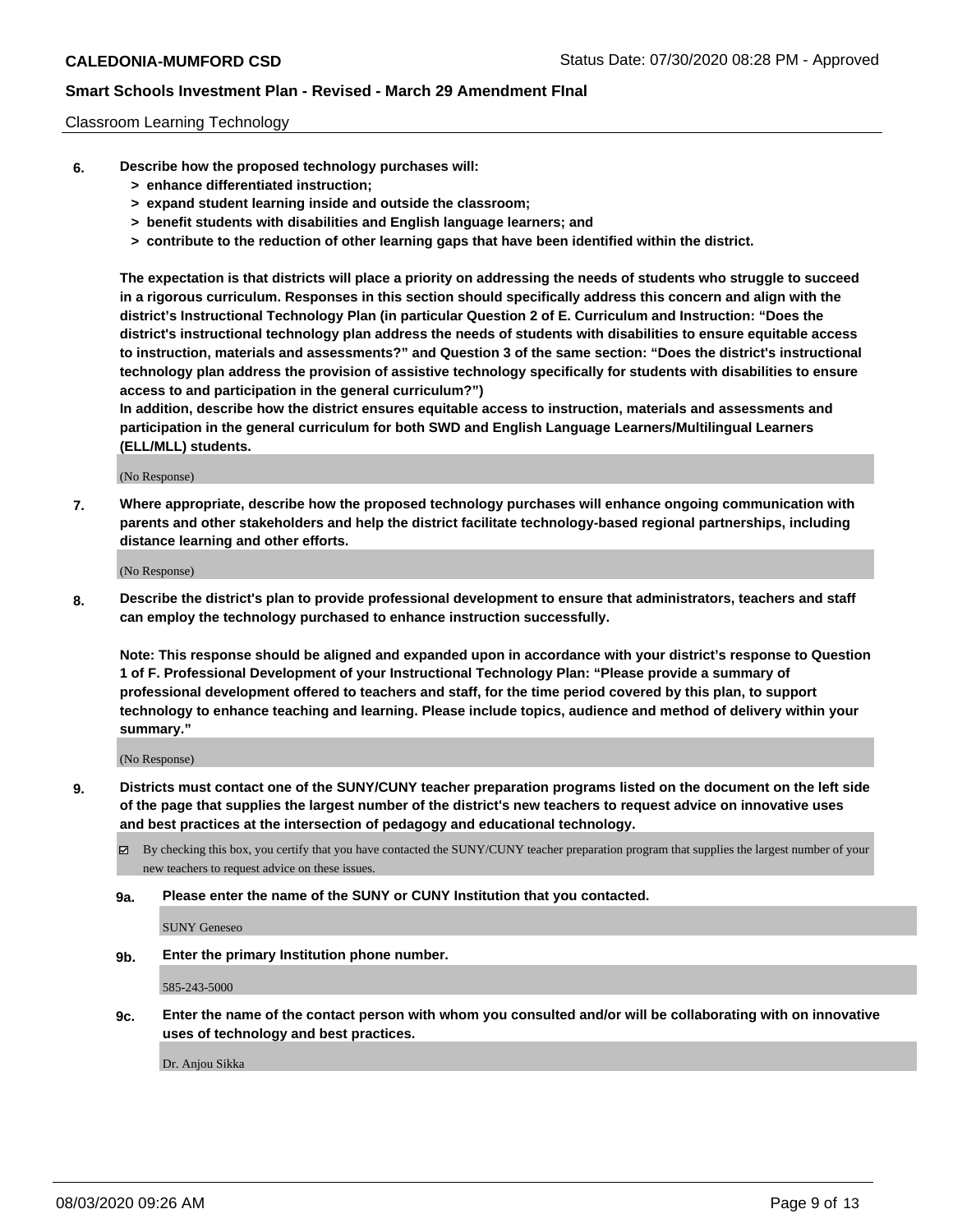Classroom Learning Technology

**6. Describe how the proposed technology purchases will:**
**> enhance differentiated instruction;**
**> expand student learning inside and outside the classroom;**
**> benefit students with disabilities and English language learners; and**
**> contribute to the reduction of other learning gaps that have been identified within the district.**

**The expectation is that districts will place a priority on addressing the needs of students who struggle to succeed in a rigorous curriculum. Responses in this section should specifically address this concern and align with the district's Instructional Technology Plan (in particular Question 2 of E. Curriculum and Instruction: "Does the district's instructional technology plan address the needs of students with disabilities to ensure equitable access to instruction, materials and assessments?" and Question 3 of the same section: "Does the district's instructional technology plan address the provision of assistive technology specifically for students with disabilities to ensure access to and participation in the general curriculum?")**
**In addition, describe how the district ensures equitable access to instruction, materials and assessments and participation in the general curriculum for both SWD and English Language Learners/Multilingual Learners (ELL/MLL) students.**

(No Response)

**7. Where appropriate, describe how the proposed technology purchases will enhance ongoing communication with parents and other stakeholders and help the district facilitate technology-based regional partnerships, including distance learning and other efforts.**

(No Response)

**8. Describe the district's plan to provide professional development to ensure that administrators, teachers and staff can employ the technology purchased to enhance instruction successfully.**

**Note: This response should be aligned and expanded upon in accordance with your district's response to Question 1 of F. Professional Development of your Instructional Technology Plan: "Please provide a summary of professional development offered to teachers and staff, for the time period covered by this plan, to support technology to enhance teaching and learning. Please include topics, audience and method of delivery within your summary."**

(No Response)

**9. Districts must contact one of the SUNY/CUNY teacher preparation programs listed on the document on the left side of the page that supplies the largest number of the district's new teachers to request advice on innovative uses and best practices at the intersection of pedagogy and educational technology.**

☑ By checking this box, you certify that you have contacted the SUNY/CUNY teacher preparation program that supplies the largest number of your new teachers to request advice on these issues.

**9a. Please enter the name of the SUNY or CUNY Institution that you contacted.**

SUNY Geneseo

**9b. Enter the primary Institution phone number.**

585-243-5000

**9c. Enter the name of the contact person with whom you consulted and/or will be collaborating with on innovative uses of technology and best practices.**

Dr. Anjou Sikka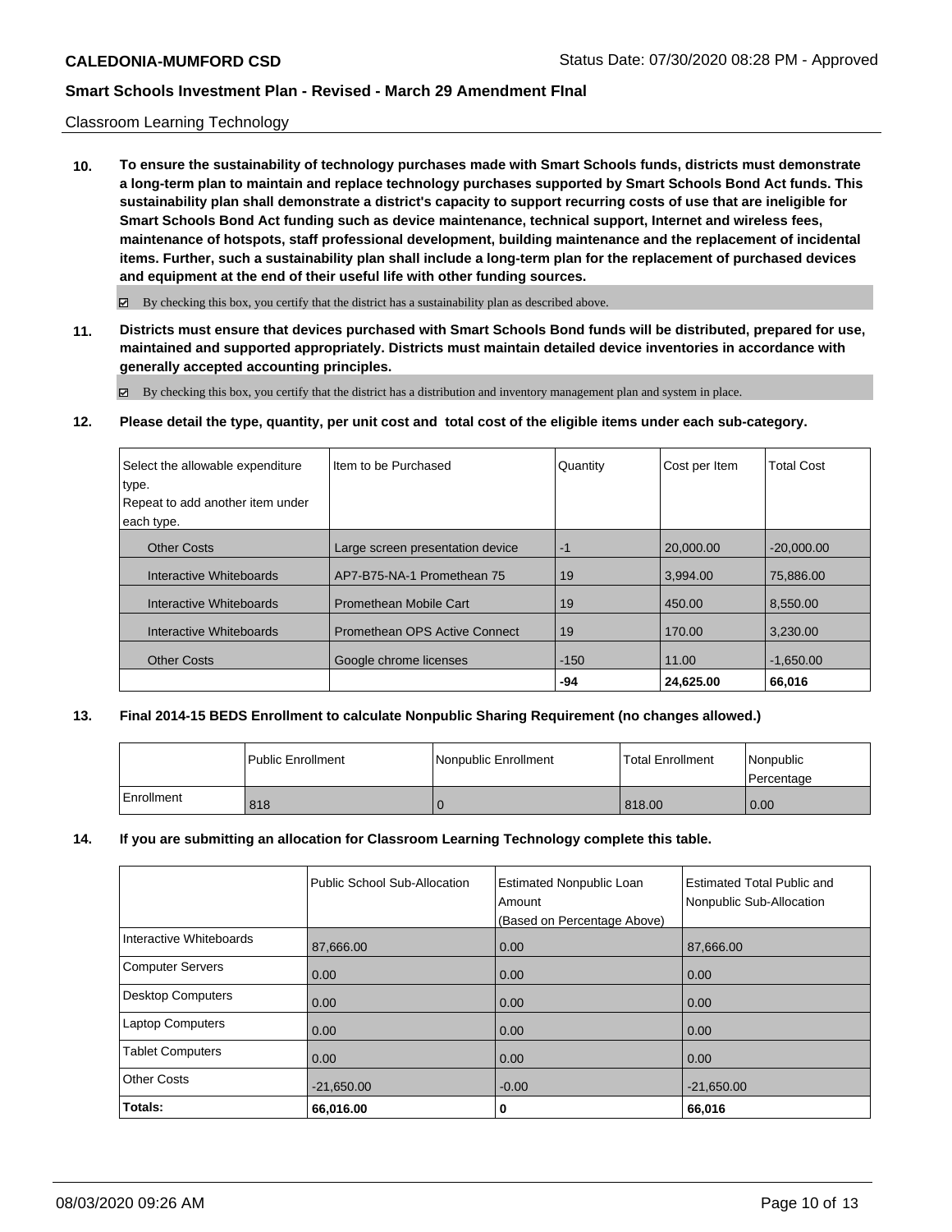Classroom Learning Technology

**10. To ensure the sustainability of technology purchases made with Smart Schools funds, districts must demonstrate a long-term plan to maintain and replace technology purchases supported by Smart Schools Bond Act funds. This sustainability plan shall demonstrate a district's capacity to support recurring costs of use that are ineligible for Smart Schools Bond Act funding such as device maintenance, technical support, Internet and wireless fees, maintenance of hotspots, staff professional development, building maintenance and the replacement of incidental items. Further, such a sustainability plan shall include a long-term plan for the replacement of purchased devices and equipment at the end of their useful life with other funding sources.**

☑ By checking this box, you certify that the district has a sustainability plan as described above.

**11. Districts must ensure that devices purchased with Smart Schools Bond funds will be distributed, prepared for use, maintained and supported appropriately. Districts must maintain detailed device inventories in accordance with generally accepted accounting principles.**

☑ By checking this box, you certify that the district has a distribution and inventory management plan and system in place.

**12. Please detail the type, quantity, per unit cost and total cost of the eligible items under each sub-category.**

| Select the allowable expenditure type. Repeat to add another item under each type. | Item to be Purchased | Quantity | Cost per Item | Total Cost |
|---|---|---|---|---|
| Other Costs | Large screen presentation device | -1 | 20,000.00 | -20,000.00 |
| Interactive Whiteboards | AP7-B75-NA-1 Promethean 75 | 19 | 3,994.00 | 75,886.00 |
| Interactive Whiteboards | Promethean Mobile Cart | 19 | 450.00 | 8,550.00 |
| Interactive Whiteboards | Promethean OPS Active Connect | 19 | 170.00 | 3,230.00 |
| Other Costs | Google chrome licenses | -150 | 11.00 | -1,650.00 |
| | | **-94** | **24,625.00** | **66,016** |

**13. Final 2014-15 BEDS Enrollment to calculate Nonpublic Sharing Requirement (no changes allowed.)**

| | Public Enrollment | Nonpublic Enrollment | Total Enrollment | Nonpublic Percentage |
|---|---|---|---|---|
| Enrollment | 818 | 0 | 818.00 | 0.00 |

**14. If you are submitting an allocation for Classroom Learning Technology complete this table.**

| | Public School Sub-Allocation | Estimated Nonpublic Loan Amount (Based on Percentage Above) | Estimated Total Public and Nonpublic Sub-Allocation |
|---|---|---|---|
| Interactive Whiteboards | 87,666.00 | 0.00 | 87,666.00 |
| Computer Servers | 0.00 | 0.00 | 0.00 |
| Desktop Computers | 0.00 | 0.00 | 0.00 |
| Laptop Computers | 0.00 | 0.00 | 0.00 |
| Tablet Computers | 0.00 | 0.00 | 0.00 |
| Other Costs | -21,650.00 | -0.00 | -21,650.00 |
| **Totals:** | **66,016.00** | **0** | **66,016** |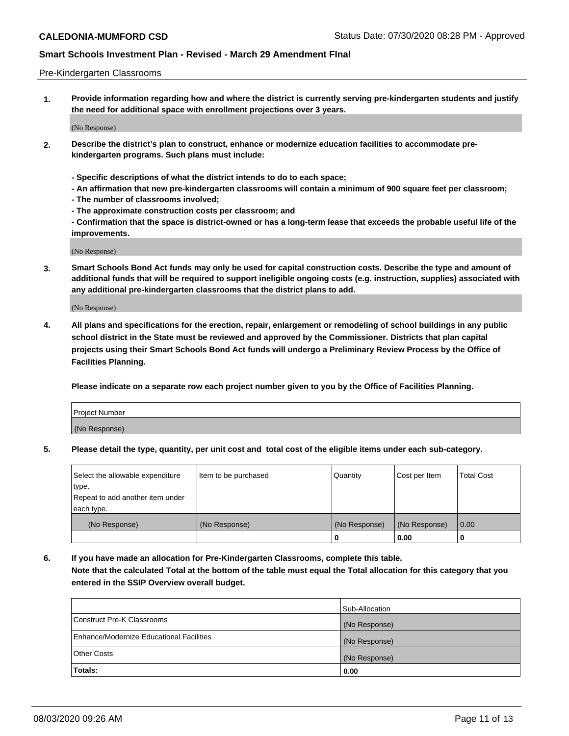Pre-Kindergarten Classrooms

**1. Provide information regarding how and where the district is currently serving pre-kindergarten students and justify the need for additional space with enrollment projections over 3 years.**

(No Response)

**2. Describe the district's plan to construct, enhance or modernize education facilities to accommodate pre-kindergarten programs. Such plans must include:**

**- Specific descriptions of what the district intends to do to each space;**
**- An affirmation that new pre-kindergarten classrooms will contain a minimum of 900 square feet per classroom;**
**- The number of classrooms involved;**
**- The approximate construction costs per classroom; and**
**- Confirmation that the space is district-owned or has a long-term lease that exceeds the probable useful life of the improvements.**

(No Response)

**3. Smart Schools Bond Act funds may only be used for capital construction costs. Describe the type and amount of additional funds that will be required to support ineligible ongoing costs (e.g. instruction, supplies) associated with any additional pre-kindergarten classrooms that the district plans to add.**

(No Response)

**4. All plans and specifications for the erection, repair, enlargement or remodeling of school buildings in any public school district in the State must be reviewed and approved by the Commissioner. Districts that plan capital projects using their Smart Schools Bond Act funds will undergo a Preliminary Review Process by the Office of Facilities Planning.**

**Please indicate on a separate row each project number given to you by the Office of Facilities Planning.**

| Project Number |
| --- |
| (No Response) |

**5. Please detail the type, quantity, per unit cost and total cost of the eligible items under each sub-category.**

| Select the allowable expenditure type. Repeat to add another item under each type. | Item to be purchased | Quantity | Cost per Item | Total Cost |
| --- | --- | --- | --- | --- |
| (No Response) | (No Response) | (No Response) | (No Response) | 0.00 |
| | | 0 | 0.00 | 0 |

**6. If you have made an allocation for Pre-Kindergarten Classrooms, complete this table.**
**Note that the calculated Total at the bottom of the table must equal the Total allocation for this category that you entered in the SSIP Overview overall budget.**

| | Sub-Allocation |
| --- | --- |
| Construct Pre-K Classrooms | (No Response) |
| Enhance/Modernize Educational Facilities | (No Response) |
| Other Costs | (No Response) |
| **Totals:** | **0.00** |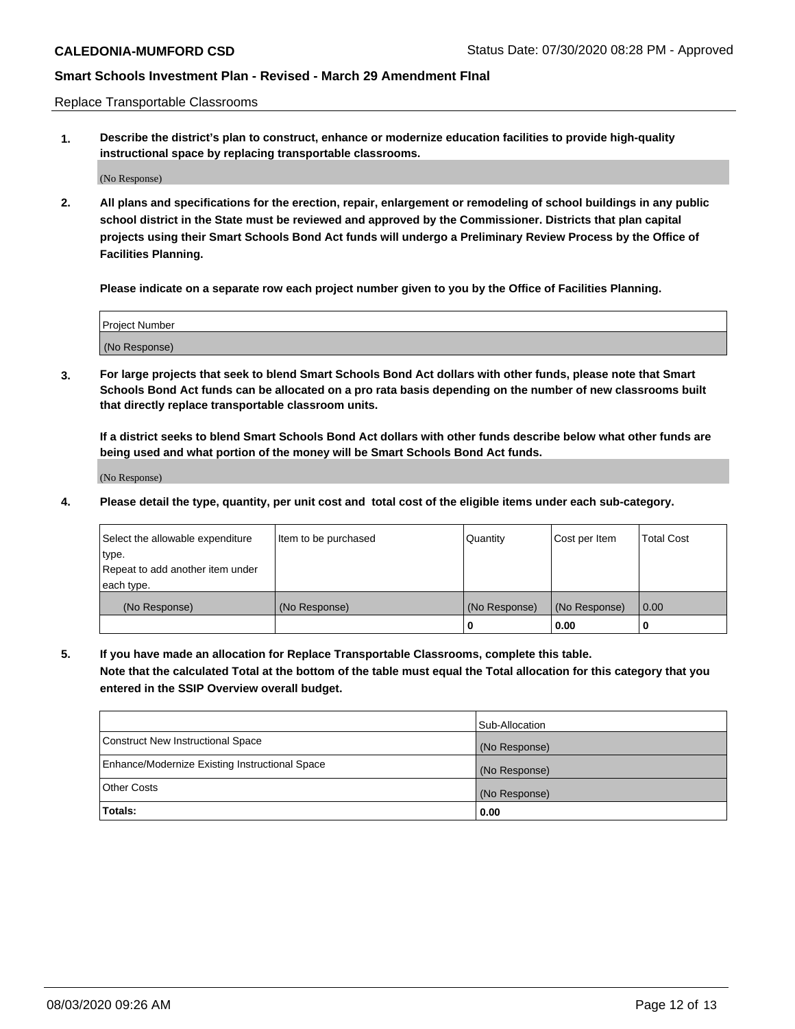Replace Transportable Classrooms

**1. Describe the district's plan to construct, enhance or modernize education facilities to provide high-quality instructional space by replacing transportable classrooms.**

(No Response)

**2. All plans and specifications for the erection, repair, enlargement or remodeling of school buildings in any public school district in the State must be reviewed and approved by the Commissioner. Districts that plan capital projects using their Smart Schools Bond Act funds will undergo a Preliminary Review Process by the Office of Facilities Planning.**

**Please indicate on a separate row each project number given to you by the Office of Facilities Planning.**

| Project Number |
| --- |
| (No Response) |

**3. For large projects that seek to blend Smart Schools Bond Act dollars with other funds, please note that Smart Schools Bond Act funds can be allocated on a pro rata basis depending on the number of new classrooms built that directly replace transportable classroom units.**

**If a district seeks to blend Smart Schools Bond Act dollars with other funds describe below what other funds are being used and what portion of the money will be Smart Schools Bond Act funds.**

(No Response)

**4. Please detail the type, quantity, per unit cost and total cost of the eligible items under each sub-category.**

| Select the allowable expenditure type. Repeat to add another item under each type. | Item to be purchased | Quantity | Cost per Item | Total Cost |
| --- | --- | --- | --- | --- |
| (No Response) | (No Response) | (No Response) | (No Response) | 0.00 |
| | | 0 | 0.00 | 0 |

**5. If you have made an allocation for Replace Transportable Classrooms, complete this table. Note that the calculated Total at the bottom of the table must equal the Total allocation for this category that you entered in the SSIP Overview overall budget.**

| | Sub-Allocation |
| --- | --- |
| Construct New Instructional Space | (No Response) |
| Enhance/Modernize Existing Instructional Space | (No Response) |
| Other Costs | (No Response) |
| **Totals:** | **0.00** |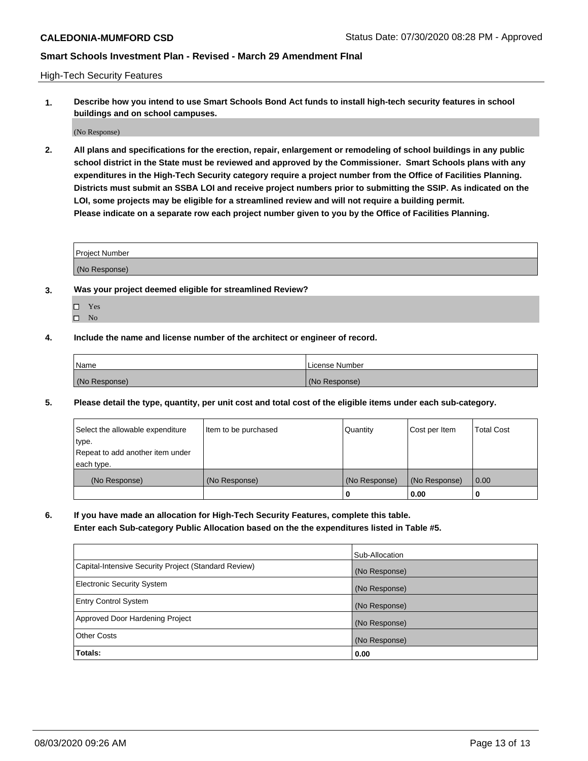High-Tech Security Features

**1. Describe how you intend to use Smart Schools Bond Act funds to install high-tech security features in school buildings and on school campuses.**

(No Response)

**2. All plans and specifications for the erection, repair, enlargement or remodeling of school buildings in any public school district in the State must be reviewed and approved by the Commissioner. Smart Schools plans with any expenditures in the High-Tech Security category require a project number from the Office of Facilities Planning. Districts must submit an SSBA LOI and receive project numbers prior to submitting the SSIP. As indicated on the LOI, some projects may be eligible for a streamlined review and will not require a building permit. Please indicate on a separate row each project number given to you by the Office of Facilities Planning.**

| Project Number |
|---|
| (No Response) |

**3. Was your project deemed eligible for streamlined Review?**

- ☐ Yes
- ☐ No

**4. Include the name and license number of the architect or engineer of record.**

| Name | License Number |
|---|---|
| (No Response) | (No Response) |

**5. Please detail the type, quantity, per unit cost and total cost of the eligible items under each sub-category.**

| Select the allowable expenditure type. Repeat to add another item under each type. | Item to be purchased | Quantity | Cost per Item | Total Cost |
|---|---|---|---|---|
| (No Response) | (No Response) | (No Response) | (No Response) | 0.00 |
| | | 0 | 0.00 | 0 |

**6. If you have made an allocation for High-Tech Security Features, complete this table. Enter each Sub-category Public Allocation based on the the expenditures listed in Table #5.**

| | Sub-Allocation |
|---|---|
| Capital-Intensive Security Project (Standard Review) | (No Response) |
| Electronic Security System | (No Response) |
| Entry Control System | (No Response) |
| Approved Door Hardening Project | (No Response) |
| Other Costs | (No Response) |
| **Totals:** | **0.00** |